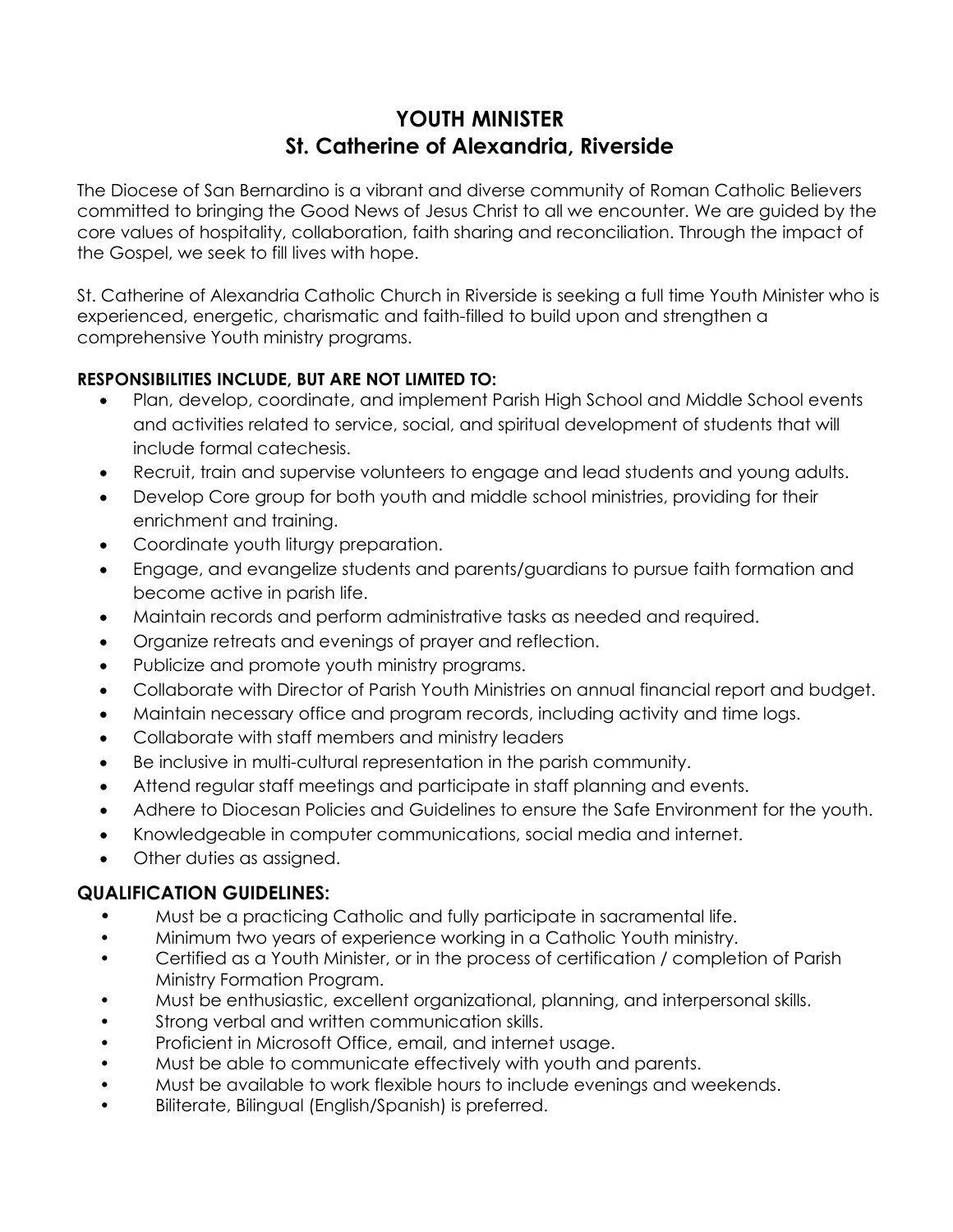# YOUTH MINISTER
# St. Catherine of Alexandria, Riverside

The Diocese of San Bernardino is a vibrant and diverse community of Roman Catholic Believers committed to bringing the Good News of Jesus Christ to all we encounter. We are guided by the core values of hospitality, collaboration, faith sharing and reconciliation. Through the impact of the Gospel, we seek to fill lives with hope.

St. Catherine of Alexandria Catholic Church in Riverside is seeking a full time Youth Minister who is experienced, energetic, charismatic and faith-filled to build upon and strengthen a comprehensive Youth ministry programs.

**RESPONSIBILITIES INCLUDE, BUT ARE NOT LIMITED TO:**

- Plan, develop, coordinate, and implement Parish High School and Middle School events and activities related to service, social, and spiritual development of students that will include formal catechesis.
- Recruit, train and supervise volunteers to engage and lead students and young adults.
- Develop Core group for both youth and middle school ministries, providing for their enrichment and training.
- Coordinate youth liturgy preparation.
- Engage, and evangelize students and parents/guardians to pursue faith formation and become active in parish life.
- Maintain records and perform administrative tasks as needed and required.
- Organize retreats and evenings of prayer and reflection.
- Publicize and promote youth ministry programs.
- Collaborate with Director of Parish Youth Ministries on annual financial report and budget.
- Maintain necessary office and program records, including activity and time logs.
- Collaborate with staff members and ministry leaders
- Be inclusive in multi-cultural representation in the parish community.
- Attend regular staff meetings and participate in staff planning and events.
- Adhere to Diocesan Policies and Guidelines to ensure the Safe Environment for the youth.
- Knowledgeable in computer communications, social media and internet.
- Other duties as assigned.

## QUALIFICATION GUIDELINES:

- Must be a practicing Catholic and fully participate in sacramental life.
- Minimum two years of experience working in a Catholic Youth ministry.
- Certified as a Youth Minister, or in the process of certification / completion of Parish Ministry Formation Program.
- Must be enthusiastic, excellent organizational, planning, and interpersonal skills.
- Strong verbal and written communication skills.
- Proficient in Microsoft Office, email, and internet usage.
- Must be able to communicate effectively with youth and parents.
- Must be available to work flexible hours to include evenings and weekends.
- Biliterate, Bilingual (English/Spanish) is preferred.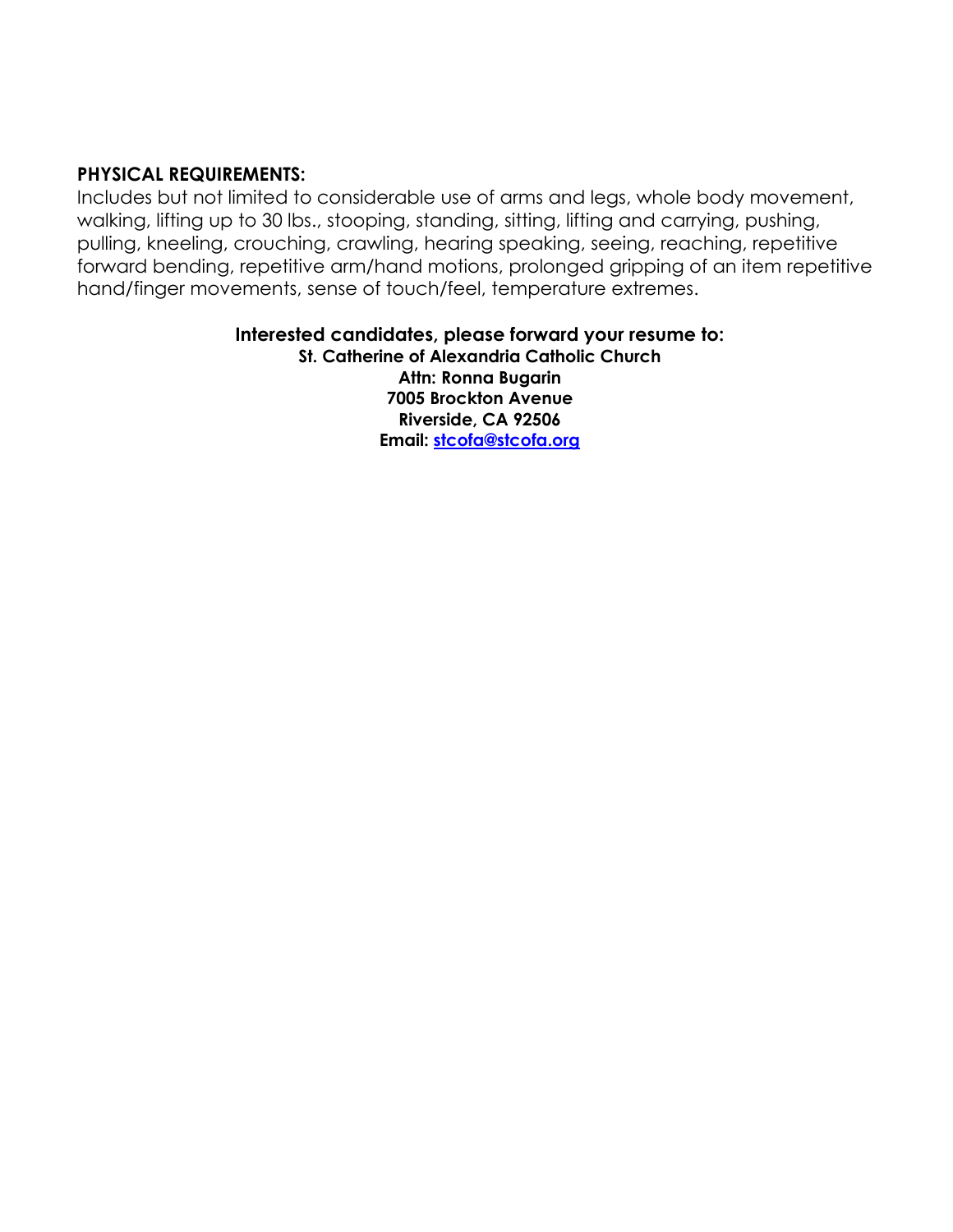**PHYSICAL REQUIREMENTS:**

Includes but not limited to considerable use of arms and legs, whole body movement, walking, lifting up to 30 lbs., stooping, standing, sitting, lifting and carrying, pushing, pulling, kneeling, crouching, crawling, hearing speaking, seeing, reaching, repetitive forward bending, repetitive arm/hand motions, prolonged gripping of an item repetitive hand/finger movements, sense of touch/feel, temperature extremes.

**Interested candidates, please forward your resume to:**

**St. Catherine of Alexandria Catholic Church**
**Attn: Ronna Bugarin**
**7005 Brockton Avenue**
**Riverside, CA 92506**
**Email: stcofa@stcofa.org**